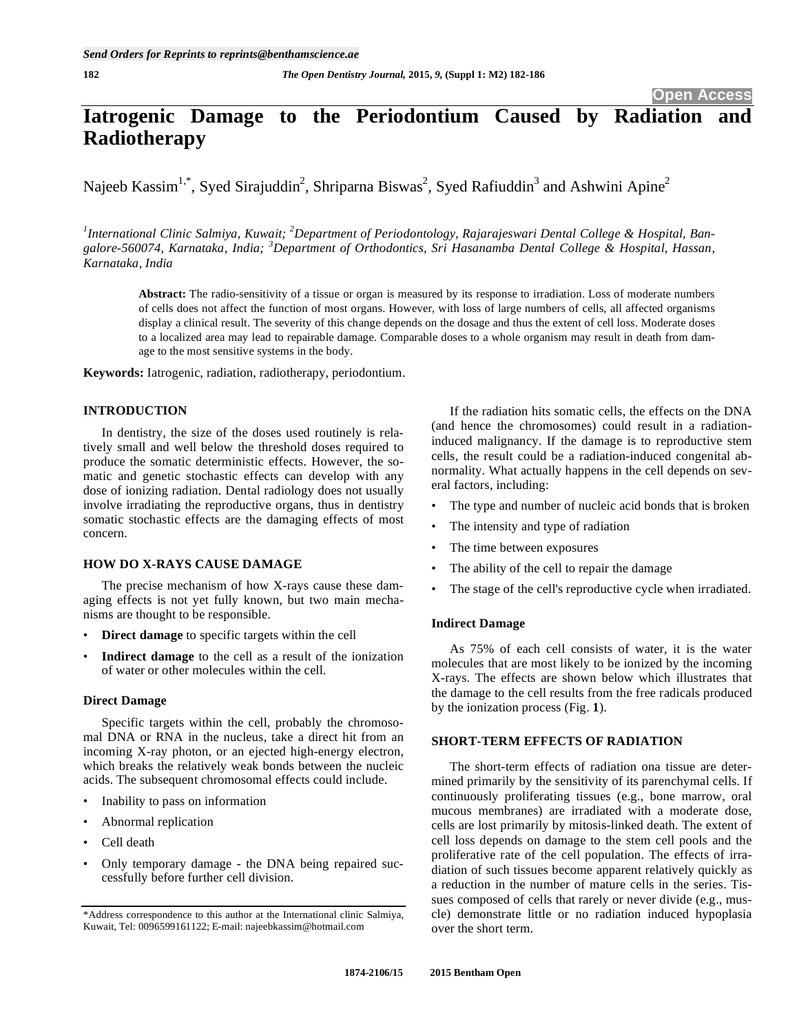Open Access

# Iatrogenic Damage to the Periodontium Caused by Radiation and Radiotherapy

Najeeb Kassim[1,*], Syed Sirajuddin[2], Shriparna Biswas[2], Syed Rafiuddin[3] and Ashwini Apine[2]

[1] *International Clinic Salmiya, Kuwait;* [2] *Department of Periodontology, Rajarajeswari Dental College & Hospital, Bangalore-560074, Karnataka, India;* [3] *Department of Orthodontics, Sri Hasanamba Dental College & Hospital, Hassan, Karnataka, India*

**Abstract:** The radio-sensitivity of a tissue or organ is measured by its response to irradiation. Loss of moderate numbers of cells does not affect the function of most organs. However, with loss of large numbers of cells, all affected organisms display a clinical result. The severity of this change depends on the dosage and thus the extent of cell loss. Moderate doses to a localized area may lead to repairable damage. Comparable doses to a whole organism may result in death from damage to the most sensitive systems in the body.

**Keywords:** Iatrogenic, radiation, radiotherapy, periodontium.

## INTRODUCTION

In dentistry, the size of the doses used routinely is relatively small and well below the threshold doses required to produce the somatic deterministic effects. However, the somatic and genetic stochastic effects can develop with any dose of ionizing radiation. Dental radiology does not usually involve irradiating the reproductive organs, thus in dentistry somatic stochastic effects are the damaging effects of most concern.

## HOW DO X-RAYS CAUSE DAMAGE

The precise mechanism of how X-rays cause these damaging effects is not yet fully known, but two main mechanisms are thought to be responsible.

- **Direct damage** to specific targets within the cell
- **Indirect damage** to the cell as a result of the ionization of water or other molecules within the cell.

### Direct Damage

Specific targets within the cell, probably the chromosomal DNA or RNA in the nucleus, take a direct hit from an incoming X-ray photon, or an ejected high-energy electron, which breaks the relatively weak bonds between the nucleic acids. The subsequent chromosomal effects could include.

- Inability to pass on information
- Abnormal replication
- Cell death
- Only temporary damage - the DNA being repaired successfully before further cell division.

If the radiation hits somatic cells, the effects on the DNA (and hence the chromosomes) could result in a radiation-induced malignancy. If the damage is to reproductive stem cells, the result could be a radiation-induced congenital abnormality. What actually happens in the cell depends on several factors, including:

- The type and number of nucleic acid bonds that is broken
- The intensity and type of radiation
- The time between exposures
- The ability of the cell to repair the damage
- The stage of the cell's reproductive cycle when irradiated.

### Indirect Damage

As 75% of each cell consists of water, it is the water molecules that are most likely to be ionized by the incoming X-rays. The effects are shown below which illustrates that the damage to the cell results from the free radicals produced by the ionization process (Fig. **1**).

## SHORT-TERM EFFECTS OF RADIATION

The short-term effects of radiation ona tissue are determined primarily by the sensitivity of its parenchymal cells. If continuously proliferating tissues (e.g., bone marrow, oral mucous membranes) are irradiated with a moderate dose, cells are lost primarily by mitosis-linked death. The extent of cell loss depends on damage to the stem cell pools and the proliferative rate of the cell population. The effects of irradiation of such tissues become apparent relatively quickly as a reduction in the number of mature cells in the series. Tissues composed of cells that rarely or never divide (e.g., muscle) demonstrate little or no radiation induced hypoplasia over the short term.

*Address correspondence to this author at the International clinic Salmiya, Kuwait, Tel: 0096599161122; E-mail: najeebkassim@hotmail.com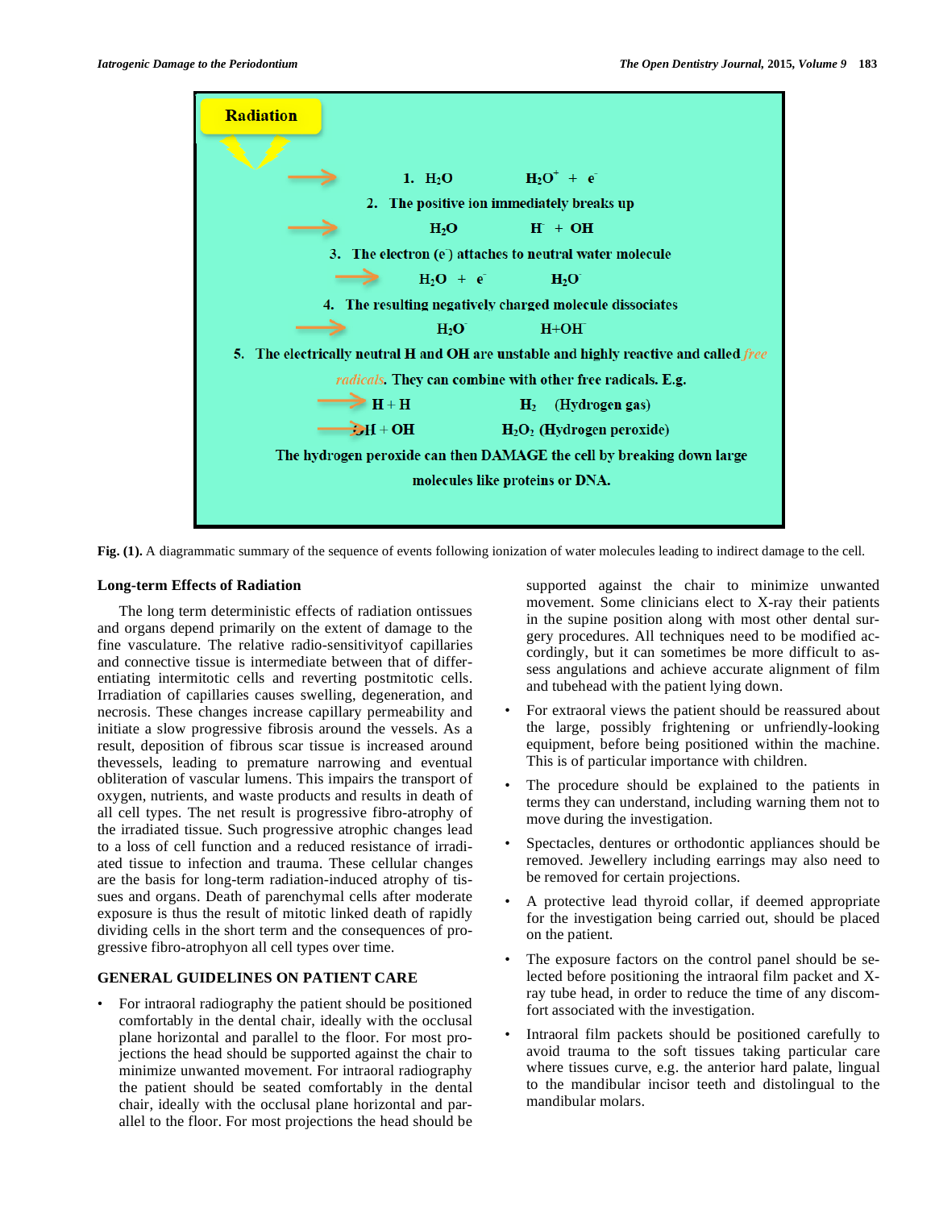Radiation

1. $H_2O$ → $H_2O^+ + e^-$

2. The positive ion immediately breaks up

$H_2O$ → $H^+ + OH$

3. The electron ($e^-$) attaches to neutral water molecule

$H_2O + e^-$ → $H_2O^-$

4. The resulting negatively charged molecule dissociates

$H_2O^-$ → $H + OH^-$

5. The electrically neutral H and OH are unstable and highly reactive and called *free radicals*. They can combine with other free radicals. E.g.

$H + H$ → $H_2$ (Hydrogen gas)

$OH + OH$ → $H_2O_2$ (Hydrogen peroxide)

The hydrogen peroxide can then DAMAGE the cell by breaking down large molecules like proteins or DNA.

**Fig. (1).** A diagrammatic summary of the sequence of events following ionization of water molecules leading to indirect damage to the cell.

## Long-term Effects of Radiation

The long term deterministic effects of radiation ontissues and organs depend primarily on the extent of damage to the fine vasculature. The relative radio-sensitivityof capillaries and connective tissue is intermediate between that of differentiating intermitotic cells and reverting postmitotic cells. Irradiation of capillaries causes swelling, degeneration, and necrosis. These changes increase capillary permeability and initiate a slow progressive fibrosis around the vessels. As a result, deposition of fibrous scar tissue is increased around thevessels, leading to premature narrowing and eventual obliteration of vascular lumens. This impairs the transport of oxygen, nutrients, and waste products and results in death of all cell types. The net result is progressive fibro-atrophy of the irradiated tissue. Such progressive atrophic changes lead to a loss of cell function and a reduced resistance of irradiated tissue to infection and trauma. These cellular changes are the basis for long-term radiation-induced atrophy of tissues and organs. Death of parenchymal cells after moderate exposure is thus the result of mitotic linked death of rapidly dividing cells in the short term and the consequences of progressive fibro-atrophyon all cell types over time.

## GENERAL GUIDELINES ON PATIENT CARE

- For intraoral radiography the patient should be positioned comfortably in the dental chair, ideally with the occlusal plane horizontal and parallel to the floor. For most projections the head should be supported against the chair to minimize unwanted movement. For intraoral radiography the patient should be seated comfortably in the dental chair, ideally with the occlusal plane horizontal and parallel to the floor. For most projections the head should be supported against the chair to minimize unwanted movement. Some clinicians elect to X-ray their patients in the supine position along with most other dental surgery procedures. All techniques need to be modified accordingly, but it can sometimes be more difficult to assess angulations and achieve accurate alignment of film and tubehead with the patient lying down.
- For extraoral views the patient should be reassured about the large, possibly frightening or unfriendly-looking equipment, before being positioned within the machine. This is of particular importance with children.
- The procedure should be explained to the patients in terms they can understand, including warning them not to move during the investigation.
- Spectacles, dentures or orthodontic appliances should be removed. Jewellery including earrings may also need to be removed for certain projections.
- A protective lead thyroid collar, if deemed appropriate for the investigation being carried out, should be placed on the patient.
- The exposure factors on the control panel should be selected before positioning the intraoral film packet and X-ray tube head, in order to reduce the time of any discomfort associated with the investigation.
- Intraoral film packets should be positioned carefully to avoid trauma to the soft tissues taking particular care where tissues curve, e.g. the anterior hard palate, lingual to the mandibular incisor teeth and distolingual to the mandibular molars.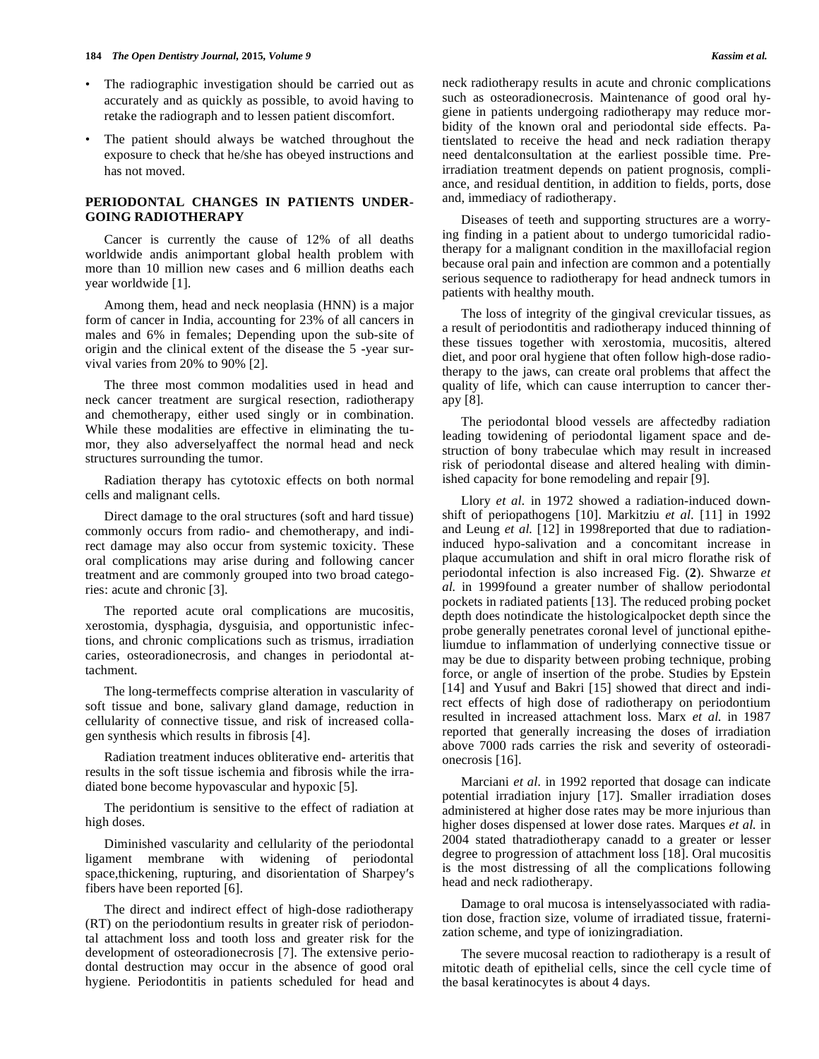- The radiographic investigation should be carried out as accurately and as quickly as possible, to avoid having to retake the radiograph and to lessen patient discomfort.
- The patient should always be watched throughout the exposure to check that he/she has obeyed instructions and has not moved.

## PERIODONTAL CHANGES IN PATIENTS UNDERGOING RADIOTHERAPY

Cancer is currently the cause of 12% of all deaths worldwide andis animportant global health problem with more than 10 million new cases and 6 million deaths each year worldwide [1].

Among them, head and neck neoplasia (HNN) is a major form of cancer in India, accounting for 23% of all cancers in males and 6% in females; Depending upon the sub-site of origin and the clinical extent of the disease the 5 -year survival varies from 20% to 90% [2].

The three most common modalities used in head and neck cancer treatment are surgical resection, radiotherapy and chemotherapy, either used singly or in combination. While these modalities are effective in eliminating the tumor, they also adverselyaffect the normal head and neck structures surrounding the tumor.

Radiation therapy has cytotoxic effects on both normal cells and malignant cells.

Direct damage to the oral structures (soft and hard tissue) commonly occurs from radio- and chemotherapy, and indirect damage may also occur from systemic toxicity. These oral complications may arise during and following cancer treatment and are commonly grouped into two broad categories: acute and chronic [3].

The reported acute oral complications are mucositis, xerostomia, dysphagia, dysguisia, and opportunistic infections, and chronic complications such as trismus, irradiation caries, osteoradionecrosis, and changes in periodontal attachment.

The long-termeffects comprise alteration in vascularity of soft tissue and bone, salivary gland damage, reduction in cellularity of connective tissue, and risk of increased collagen synthesis which results in fibrosis [4].

Radiation treatment induces obliterative end- arteritis that results in the soft tissue ischemia and fibrosis while the irradiated bone become hypovascular and hypoxic [5].

The peridontium is sensitive to the effect of radiation at high doses.

Diminished vascularity and cellularity of the periodontal ligament membrane with widening of periodontal space,thickening, rupturing, and disorientation of Sharpey′s fibers have been reported [6].

The direct and indirect effect of high-dose radiotherapy (RT) on the periodontium results in greater risk of periodontal attachment loss and tooth loss and greater risk for the development of osteoradionecrosis [7]. The extensive periodontal destruction may occur in the absence of good oral hygiene. Periodontitis in patients scheduled for head and neck radiotherapy results in acute and chronic complications such as osteoradionecrosis. Maintenance of good oral hygiene in patients undergoing radiotherapy may reduce morbidity of the known oral and periodontal side effects. Patientslated to receive the head and neck radiation therapy need dentalconsultation at the earliest possible time. Pre-irradiation treatment depends on patient prognosis, compliance, and residual dentition, in addition to fields, ports, dose and, immediacy of radiotherapy.

Diseases of teeth and supporting structures are a worrying finding in a patient about to undergo tumoricidal radiotherapy for a malignant condition in the maxillofacial region because oral pain and infection are common and a potentially serious sequence to radiotherapy for head andneck tumors in patients with healthy mouth.

The loss of integrity of the gingival crevicular tissues, as a result of periodontitis and radiotherapy induced thinning of these tissues together with xerostomia, mucositis, altered diet, and poor oral hygiene that often follow high-dose radiotherapy to the jaws, can create oral problems that affect the quality of life, which can cause interruption to cancer therapy [8].

The periodontal blood vessels are affectedby radiation leading towidening of periodontal ligament space and destruction of bony trabeculae which may result in increased risk of periodontal disease and altered healing with diminished capacity for bone remodeling and repair [9].

Llory *et al.* in 1972 showed a radiation-induced downshift of periopathogens [10]. Markitziu *et al.* [11] in 1992 and Leung *et al.* [12] in 1998reported that due to radiation-induced hypo-salivation and a concomitant increase in plaque accumulation and shift in oral micro florathe risk of periodontal infection is also increased Fig. (**2**). Shwarze *et al.* in 1999found a greater number of shallow periodontal pockets in radiated patients [13]. The reduced probing pocket depth does notindicate the histologicalpocket depth since the probe generally penetrates coronal level of junctional epitheliumdue to inflammation of underlying connective tissue or may be due to disparity between probing technique, probing force, or angle of insertion of the probe. Studies by Epstein [14] and Yusuf and Bakri [15] showed that direct and indirect effects of high dose of radiotherapy on periodontium resulted in increased attachment loss. Marx *et al.* in 1987 reported that generally increasing the doses of irradiation above 7000 rads carries the risk and severity of osteoradionecrosis [16].

Marciani *et al.* in 1992 reported that dosage can indicate potential irradiation injury [17]. Smaller irradiation doses administered at higher dose rates may be more injurious than higher doses dispensed at lower dose rates. Marques *et al.* in 2004 stated thatradiotherapy canadd to a greater or lesser degree to progression of attachment loss [18]. Oral mucositis is the most distressing of all the complications following head and neck radiotherapy.

Damage to oral mucosa is intenselyassociated with radiation dose, fraction size, volume of irradiated tissue, fraternization scheme, and type of ionizingradiation.

The severe mucosal reaction to radiotherapy is a result of mitotic death of epithelial cells, since the cell cycle time of the basal keratinocytes is about 4 days.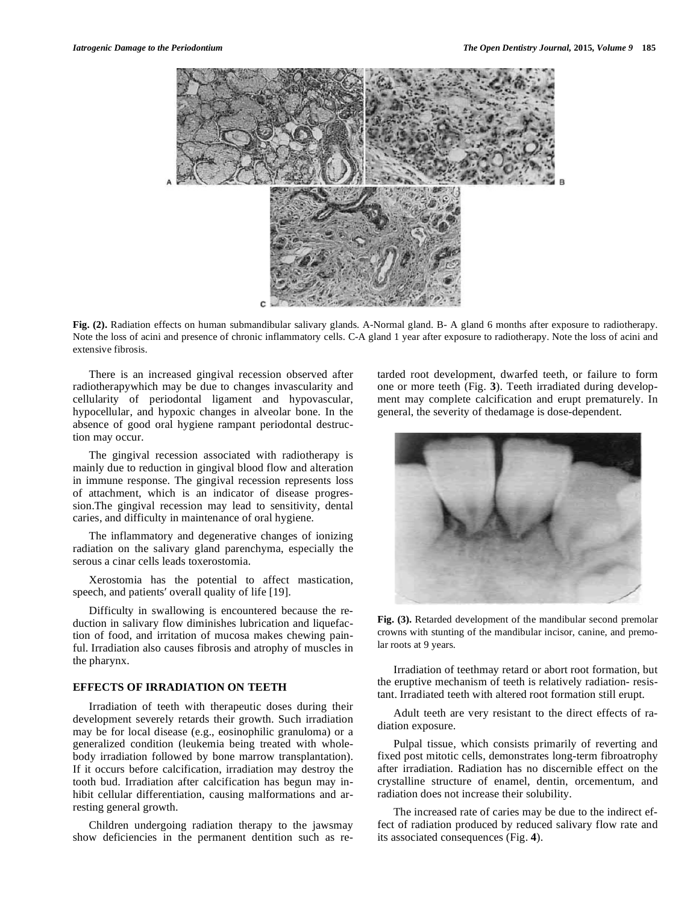**Fig. (2).** Radiation effects on human submandibular salivary glands. A-Normal gland. B- A gland 6 months after exposure to radiotherapy. Note the loss of acini and presence of chronic inflammatory cells. C-A gland 1 year after exposure to radiotherapy. Note the loss of acini and extensive fibrosis.

There is an increased gingival recession observed after radiotherapywhich may be due to changes invascularity and cellularity of periodontal ligament and hypovascular, hypocellular, and hypoxic changes in alveolar bone. In the absence of good oral hygiene rampant periodontal destruction may occur.

The gingival recession associated with radiotherapy is mainly due to reduction in gingival blood flow and alteration in immune response. The gingival recession represents loss of attachment, which is an indicator of disease progression.The gingival recession may lead to sensitivity, dental caries, and difficulty in maintenance of oral hygiene.

The inflammatory and degenerative changes of ionizing radiation on the salivary gland parenchyma, especially the serous a cinar cells leads toxerostomia.

Xerostomia has the potential to affect mastication, speech, and patients′ overall quality of life [19].

Difficulty in swallowing is encountered because the reduction in salivary flow diminishes lubrication and liquefaction of food, and irritation of mucosa makes chewing painful. Irradiation also causes fibrosis and atrophy of muscles in the pharynx.

## EFFECTS OF IRRADIATION ON TEETH

Irradiation of teeth with therapeutic doses during their development severely retards their growth. Such irradiation may be for local disease (e.g., eosinophilic granuloma) or a generalized condition (leukemia being treated with whole-body irradiation followed by bone marrow transplantation). If it occurs before calcification, irradiation may destroy the tooth bud. Irradiation after calcification has begun may inhibit cellular differentiation, causing malformations and arresting general growth.

Children undergoing radiation therapy to the jawsmay show deficiencies in the permanent dentition such as retarded root development, dwarfed teeth, or failure to form one or more teeth (Fig. **3**). Teeth irradiated during development may complete calcification and erupt prematurely. In general, the severity of thedamage is dose-dependent.

**Fig. (3).** Retarded development of the mandibular second premolar crowns with stunting of the mandibular incisor, canine, and premolar roots at 9 years.

Irradiation of teethmay retard or abort root formation, but the eruptive mechanism of teeth is relatively radiation- resistant. Irradiated teeth with altered root formation still erupt.

Adult teeth are very resistant to the direct effects of radiation exposure.

Pulpal tissue, which consists primarily of reverting and fixed post mitotic cells, demonstrates long-term fibroatrophy after irradiation. Radiation has no discernible effect on the crystalline structure of enamel, dentin, orcementum, and radiation does not increase their solubility.

The increased rate of caries may be due to the indirect effect of radiation produced by reduced salivary flow rate and its associated consequences (Fig. **4**).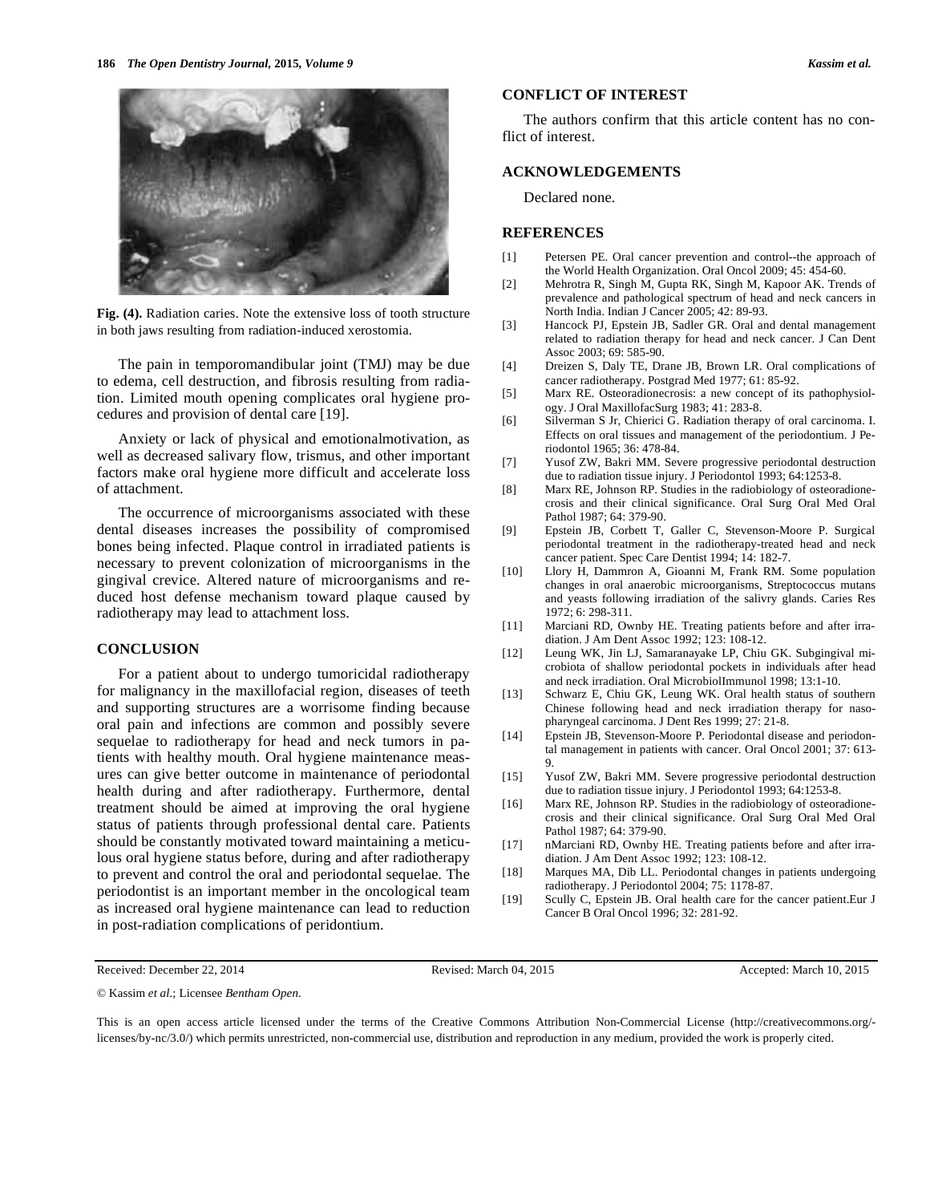Fig. (4). Radiation caries. Note the extensive loss of tooth structure in both jaws resulting from radiation-induced xerostomia.

The pain in temporomandibular joint (TMJ) may be due to edema, cell destruction, and fibrosis resulting from radiation. Limited mouth opening complicates oral hygiene procedures and provision of dental care [19].

Anxiety or lack of physical and emotionalmotivation, as well as decreased salivary flow, trismus, and other important factors make oral hygiene more difficult and accelerate loss of attachment.

The occurrence of microorganisms associated with these dental diseases increases the possibility of compromised bones being infected. Plaque control in irradiated patients is necessary to prevent colonization of microorganisms in the gingival crevice. Altered nature of microorganisms and reduced host defense mechanism toward plaque caused by radiotherapy may lead to attachment loss.

## CONCLUSION

For a patient about to undergo tumoricidal radiotherapy for malignancy in the maxillofacial region, diseases of teeth and supporting structures are a worrisome finding because oral pain and infections are common and possibly severe sequelae to radiotherapy for head and neck tumors in patients with healthy mouth. Oral hygiene maintenance measures can give better outcome in maintenance of periodontal health during and after radiotherapy. Furthermore, dental treatment should be aimed at improving the oral hygiene status of patients through professional dental care. Patients should be constantly motivated toward maintaining a meticulous oral hygiene status before, during and after radiotherapy to prevent and control the oral and periodontal sequelae. The periodontist is an important member in the oncological team as increased oral hygiene maintenance can lead to reduction in post-radiation complications of peridontium.

## CONFLICT OF INTEREST

The authors confirm that this article content has no conflict of interest.

## ACKNOWLEDGEMENTS

Declared none.

## REFERENCES

[1] Petersen PE. Oral cancer prevention and control--the approach of the World Health Organization. Oral Oncol 2009; 45: 454-60.

[2] Mehrotra R, Singh M, Gupta RK, Singh M, Kapoor AK. Trends of prevalence and pathological spectrum of head and neck cancers in North India. Indian J Cancer 2005; 42: 89-93.

[3] Hancock PJ, Epstein JB, Sadler GR. Oral and dental management related to radiation therapy for head and neck cancer. J Can Dent Assoc 2003; 69: 585-90.

[4] Dreizen S, Daly TE, Drane JB, Brown LR. Oral complications of cancer radiotherapy. Postgrad Med 1977; 61: 85-92.

[5] Marx RE. Osteoradionecrosis: a new concept of its pathophysiology. J Oral MaxillofacSurg 1983; 41: 283-8.

[6] Silverman S Jr, Chierici G. Radiation therapy of oral carcinoma. I. Effects on oral tissues and management of the periodontium. J Periodontol 1965; 36: 478-84.

[7] Yusof ZW, Bakri MM. Severe progressive periodontal destruction due to radiation tissue injury. J Periodontol 1993; 64:1253-8.

[8] Marx RE, Johnson RP. Studies in the radiobiology of osteoradionecrosis and their clinical significance. Oral Surg Oral Med Oral Pathol 1987; 64: 379-90.

[9] Epstein JB, Corbett T, Galler C, Stevenson-Moore P. Surgical periodontal treatment in the radiotherapy-treated head and neck cancer patient. Spec Care Dentist 1994; 14: 182-7.

[10] Llory H, Dammron A, Gioanni M, Frank RM. Some population changes in oral anaerobic microorganisms, Streptococcus mutans and yeasts following irradiation of the salivry glands. Caries Res 1972; 6: 298-311.

[11] Marciani RD, Ownby HE. Treating patients before and after irradiation. J Am Dent Assoc 1992; 123: 108-12.

[12] Leung WK, Jin LJ, Samaranayake LP, Chiu GK. Subgingival microbiota of shallow periodontal pockets in individuals after head and neck irradiation. Oral MicrobiolImmunol 1998; 13:1-10.

[13] Schwarz E, Chiu GK, Leung WK. Oral health status of southern Chinese following head and neck irradiation therapy for nasopharyngeal carcinoma. J Dent Res 1999; 27: 21-8.

[14] Epstein JB, Stevenson-Moore P. Periodontal disease and periodontal management in patients with cancer. Oral Oncol 2001; 37: 613-9.

[15] Yusof ZW, Bakri MM. Severe progressive periodontal destruction due to radiation tissue injury. J Periodontol 1993; 64:1253-8.

[16] Marx RE, Johnson RP. Studies in the radiobiology of osteoradionecrosis and their clinical significance. Oral Surg Oral Med Oral Pathol 1987; 64: 379-90.

[17] nMarciani RD, Ownby HE. Treating patients before and after irradiation. J Am Dent Assoc 1992; 123: 108-12.

[18] Marques MA, Dib LL. Periodontal changes in patients undergoing radiotherapy. J Periodontol 2004; 75: 1178-87.

[19] Scully C, Epstein JB. Oral health care for the cancer patient.Eur J Cancer B Oral Oncol 1996; 32: 281-92.

Received: December 22, 2014 Revised: March 04, 2015 Accepted: March 10, 2015

© Kassim *et al.*; Licensee *Bentham Open.*

This is an open access article licensed under the terms of the Creative Commons Attribution Non-Commercial License (http://creativecommons.org/-licenses/by-nc/3.0/) which permits unrestricted, non-commercial use, distribution and reproduction in any medium, provided the work is properly cited.